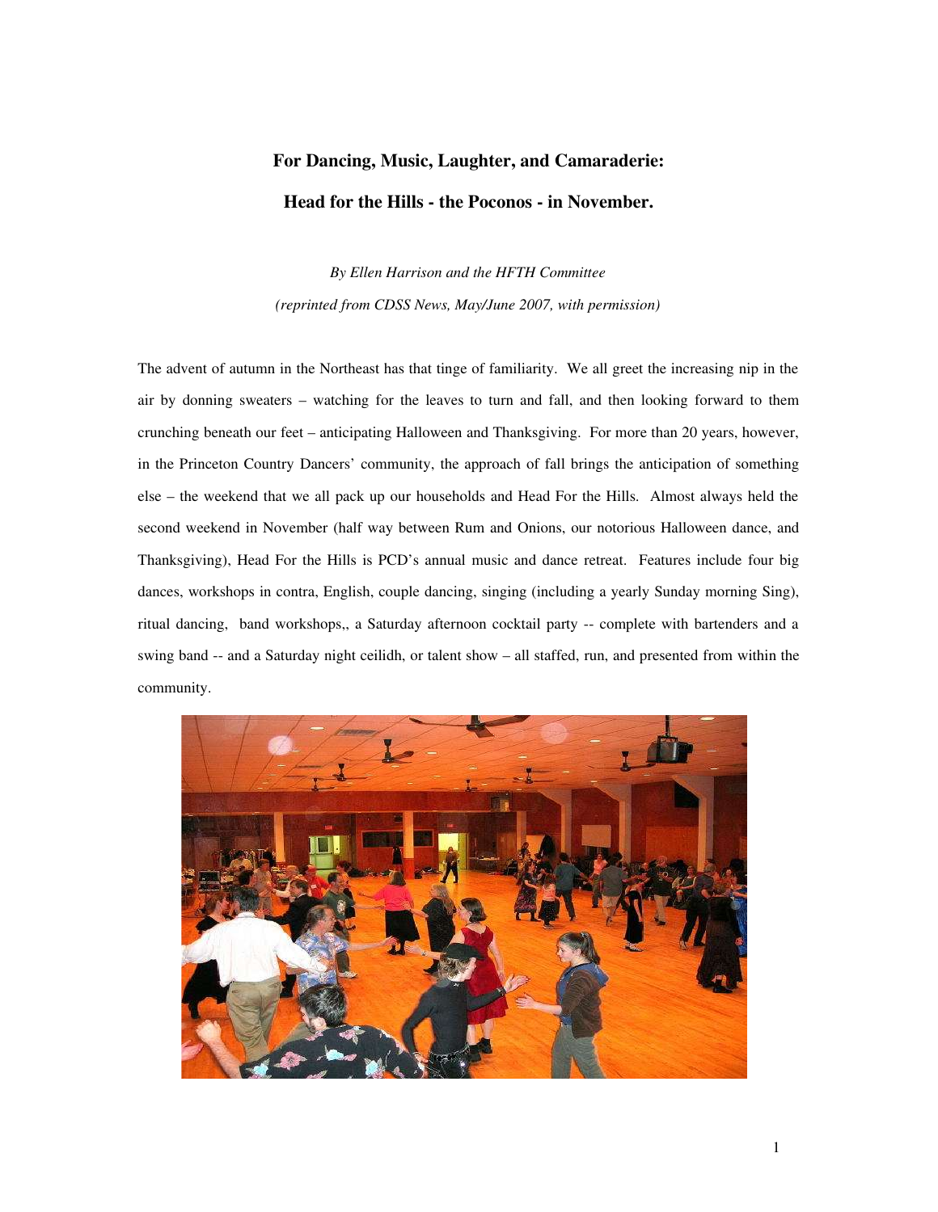# For Dancing, Music, Laughter, and Camaraderie:

# Head for the Hills - the Poconos - in November.

*By Ellen Harrison and the HFTH Committee*

*(reprinted from CDSS News, May/June 2007, with permission)*

The advent of autumn in the Northeast has that tinge of familiarity. We all greet the increasing nip in the air by donning sweaters – watching for the leaves to turn and fall, and then looking forward to them crunching beneath our feet – anticipating Halloween and Thanksgiving. For more than 20 years, however, in the Princeton Country Dancers' community, the approach of fall brings the anticipation of something else – the weekend that we all pack up our households and Head For the Hills. Almost always held the second weekend in November (half way between Rum and Onions, our notorious Halloween dance, and Thanksgiving), Head For the Hills is PCD's annual music and dance retreat. Features include four big dances, workshops in contra, English, couple dancing, singing (including a yearly Sunday morning Sing), ritual dancing, band workshops,, a Saturday afternoon cocktail party -- complete with bartenders and a swing band -- and a Saturday night ceilidh, or talent show – all staffed, run, and presented from within the community.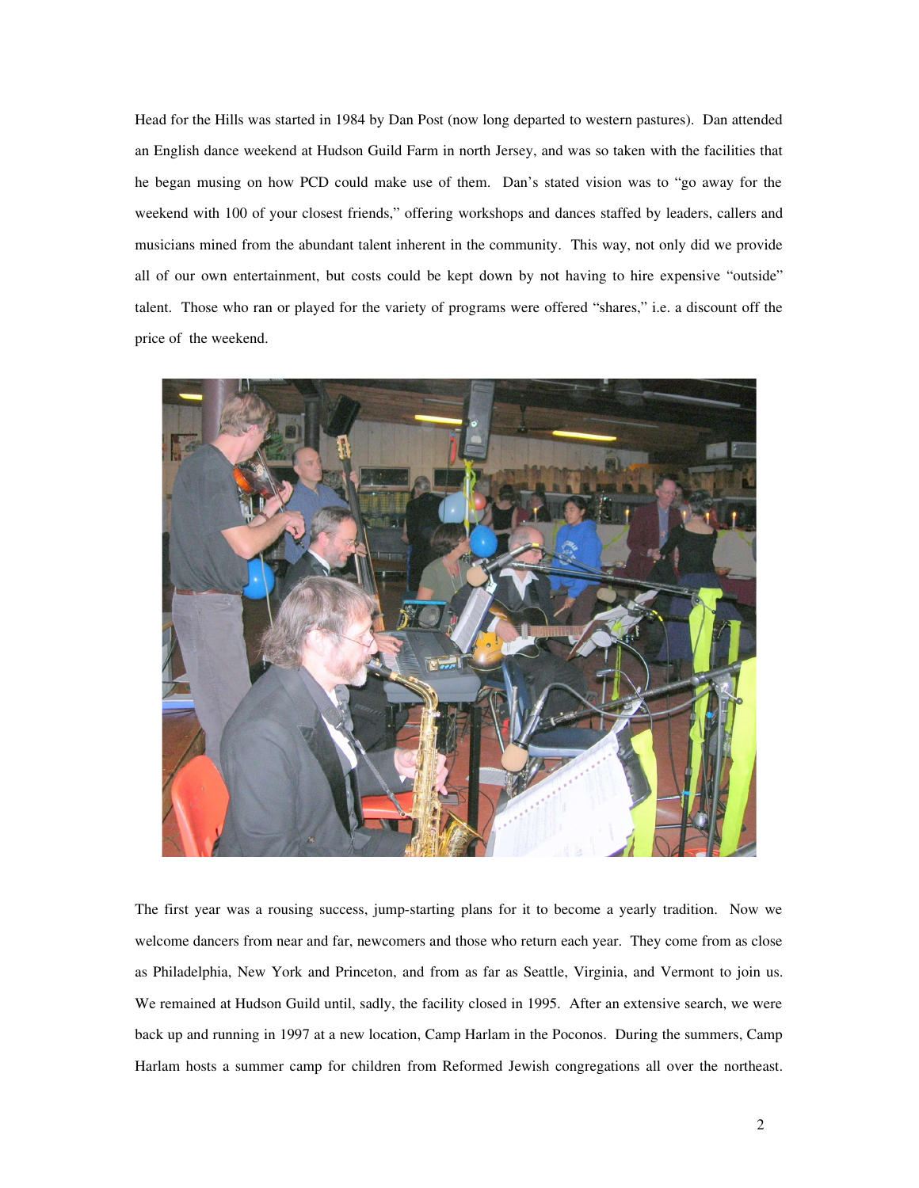Head for the Hills was started in 1984 by Dan Post (now long departed to western pastures). Dan attended an English dance weekend at Hudson Guild Farm in north Jersey, and was so taken with the facilities that he began musing on how PCD could make use of them. Dan's stated vision was to "go away for the weekend with 100 of your closest friends," offering workshops and dances staffed by leaders, callers and musicians mined from the abundant talent inherent in the community. This way, not only did we provide all of our own entertainment, but costs could be kept down by not having to hire expensive "outside" talent. Those who ran or played for the variety of programs were offered "shares," i.e. a discount off the price of the weekend.

The first year was a rousing success, jump-starting plans for it to become a yearly tradition. Now we welcome dancers from near and far, newcomers and those who return each year. They come from as close as Philadelphia, New York and Princeton, and from as far as Seattle, Virginia, and Vermont to join us. We remained at Hudson Guild until, sadly, the facility closed in 1995. After an extensive search, we were back up and running in 1997 at a new location, Camp Harlam in the Poconos. During the summers, Camp Harlam hosts a summer camp for children from Reformed Jewish congregations all over the northeast.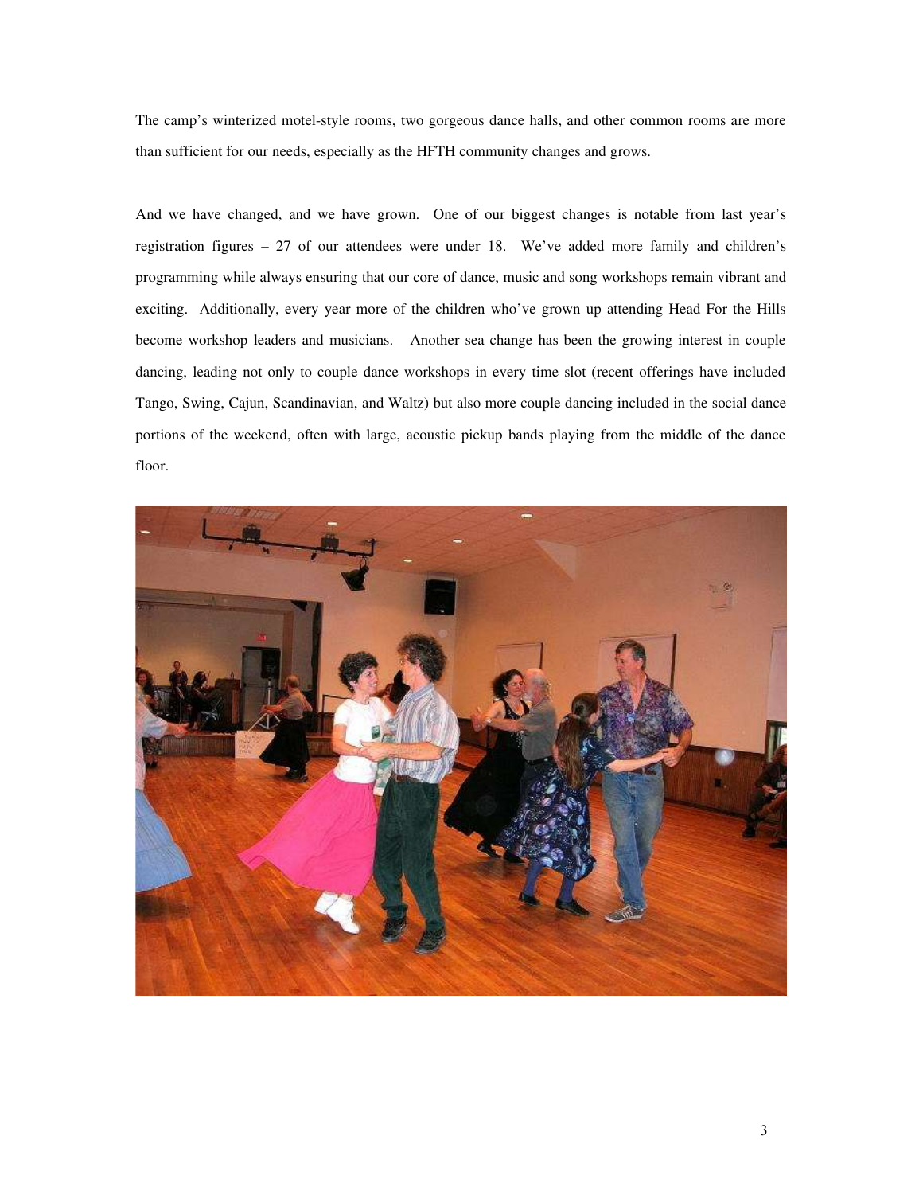The camp's winterized motel-style rooms, two gorgeous dance halls, and other common rooms are more than sufficient for our needs, especially as the HFTH community changes and grows.

And we have changed, and we have grown. One of our biggest changes is notable from last year's registration figures – 27 of our attendees were under 18. We've added more family and children's programming while always ensuring that our core of dance, music and song workshops remain vibrant and exciting. Additionally, every year more of the children who've grown up attending Head For the Hills become workshop leaders and musicians. Another sea change has been the growing interest in couple dancing, leading not only to couple dance workshops in every time slot (recent offerings have included Tango, Swing, Cajun, Scandinavian, and Waltz) but also more couple dancing included in the social dance portions of the weekend, often with large, acoustic pickup bands playing from the middle of the dance floor.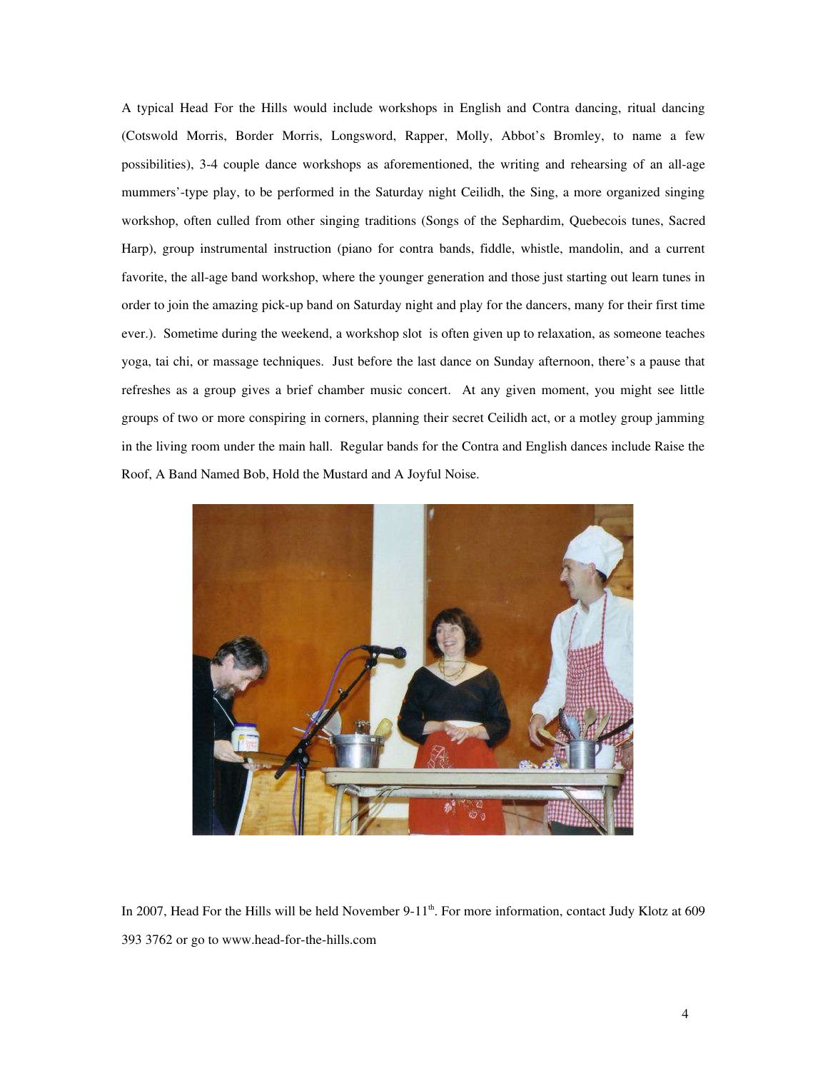A typical Head For the Hills would include workshops in English and Contra dancing, ritual dancing (Cotswold Morris, Border Morris, Longsword, Rapper, Molly, Abbot's Bromley, to name a few possibilities), 3-4 couple dance workshops as aforementioned, the writing and rehearsing of an all-age mummers'-type play, to be performed in the Saturday night Ceilidh, the Sing, a more organized singing workshop, often culled from other singing traditions (Songs of the Sephardim, Quebecois tunes, Sacred Harp), group instrumental instruction (piano for contra bands, fiddle, whistle, mandolin, and a current favorite, the all-age band workshop, where the younger generation and those just starting out learn tunes in order to join the amazing pick-up band on Saturday night and play for the dancers, many for their first time ever.). Sometime during the weekend, a workshop slot is often given up to relaxation, as someone teaches yoga, tai chi, or massage techniques. Just before the last dance on Sunday afternoon, there's a pause that refreshes as a group gives a brief chamber music concert. At any given moment, you might see little groups of two or more conspiring in corners, planning their secret Ceilidh act, or a motley group jamming in the living room under the main hall. Regular bands for the Contra and English dances include Raise the Roof, A Band Named Bob, Hold the Mustard and A Joyful Noise.

In 2007, Head For the Hills will be held November 9-11th. For more information, contact Judy Klotz at 609 393 3762 or go to www.head-for-the-hills.com